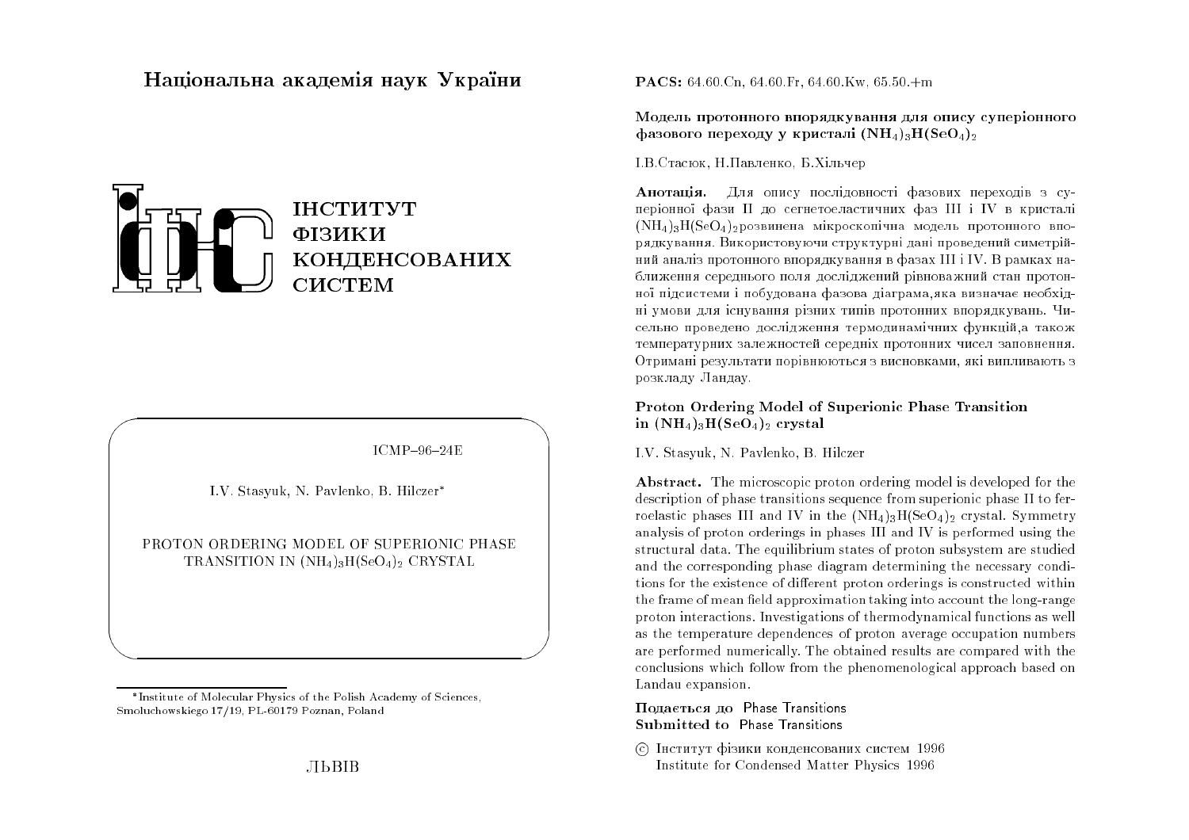Національна академія наук України

ІНСТИТУТ ФІЗИКИ КОНДЕНСОВАНИХ СИСТЕМ

ICMP–96–24E

I.V. Stasyuk, N. Pavlenko, B. Hilczer*

PROTON ORDERING MODEL OF SUPERIONIC PHASE TRANSITION IN $(NH_4)_3H(SeO_4)_2$ CRYSTAL

*Institute of Molecular Physics of the Polish Academy of Sciences, Smoluchowskiego 17/19, PL-60179 Poznan, Poland

ЛЬВІВ

**PACS:** 64.60.Cn, 64.60.Fr, 64.60.Kw, 65.50.+m

**Модель протонного впорядкування для опису суперіонного фазового переходу у кристалі $(NH_4)_3H(SeO_4)_2$**

І.В.Стасюк, Н.Павленко, Б.Хільчер

**Анотація.** Для опису послідовності фазових переходів з суперіонної фази II до сегнетоеластичних фаз III і IV в кристалі $(NH_4)_3H(SeO_4)_2$розвинена мікроскопічна модель протонного впорядкування. Використовуючи структурні дані проведений симетрійний аналіз протонного впорядкування в фазах III і IV. В рамках наближення середнього поля досліджений рівноважний стан протонної підсистеми і побудована фазова діаграма,яка визначає необхідні умови для існування різних типів протонних впорядкувань. Чисельно проведено дослідження термодинамічних функцій,а також температурних залежностей середніх протонних чисел заповнення. Отримані результати порівнюються з висновками, які випливають з розкладу Ландау.

**Proton Ordering Model of Superionic Phase Transition in $(NH_4)_3H(SeO_4)_2$ crystal**

I.V. Stasyuk, N. Pavlenko, B. Hilczer

**Abstract.** The microscopic proton ordering model is developed for the description of phase transitions sequence from superionic phase II to ferroelastic phases III and IV in the $(NH_4)_3H(SeO_4)_2$ crystal. Symmetry analysis of proton orderings in phases III and IV is performed using the structural data. The equilibrium states of proton subsystem are studied and the corresponding phase diagram determining the necessary conditions for the existence of different proton orderings is constructed within the frame of mean field approximation taking into account the long-range proton interactions. Investigations of thermodynamical functions as well as the temperature dependences of proton average occupation numbers are performed numerically. The obtained results are compared with the conclusions which follow from the phenomenological approach based on Landau expansion.

**Подається до** Phase Transitions
**Submitted to** Phase Transitions

© Інститут фізики конденсованих систем 1996
Institute for Condensed Matter Physics 1996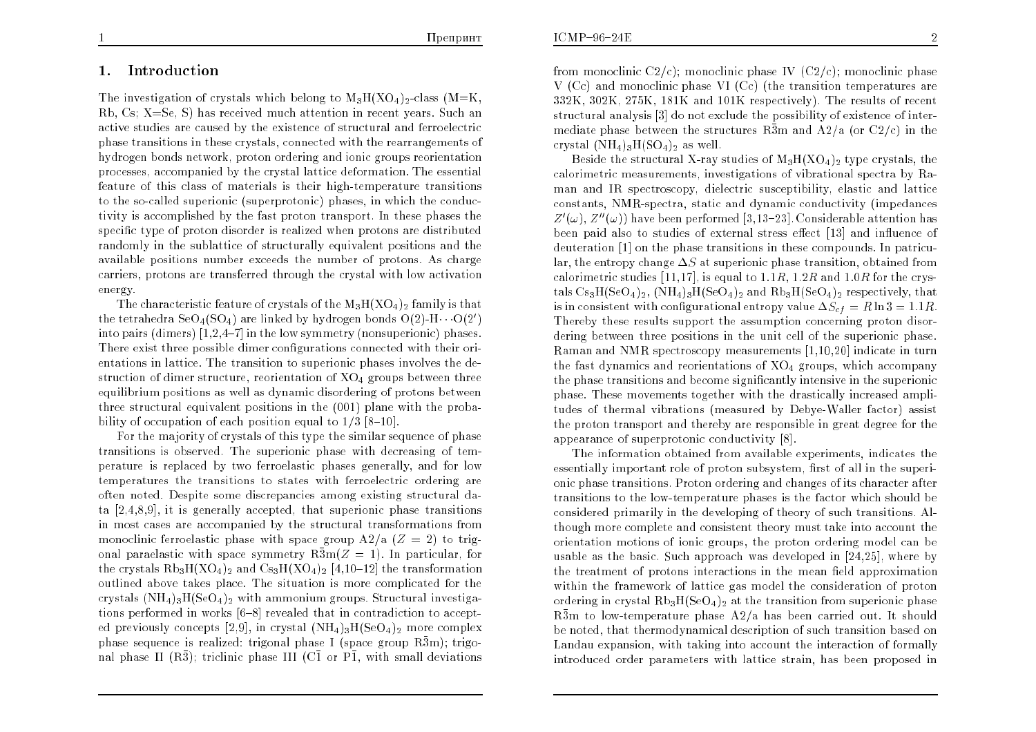## 1. Introduction

The investigation of crystals which belong to $M_3H(XO_4)_2$-class (M=K, Rb, Cs; X=Se, S) has received much attention in recent years. Such an active studies are caused by the existence of structural and ferroelectric phase transitions in these crystals, connected with the rearrangements of hydrogen bonds network, proton ordering and ionic groups reorientation processes, accompanied by the crystal lattice deformation. The essential feature of this class of materials is their high-temperature transitions to the so-called superionic (superprotonic) phases, in which the conductivity is accomplished by the fast proton transport. In these phases the specific type of proton disorder is realized when protons are distributed randomly in the sublattice of structurally equivalent positions and the available positions number exceeds the number of protons. As charge carriers, protons are transferred through the crystal with low activation energy.

The characteristic feature of crystals of the $M_3H(XO_4)_2$ family is that the tetrahedra $SeO_4(SO_4)$ are linked by hydrogen bonds $O(2)\text{-}H\cdots O(2')$ into pairs (dimers) [1,2,4–7] in the low symmetry (nonsuperionic) phases. There exist three possible dimer configurations connected with their orientations in lattice. The transition to superionic phases involves the destruction of dimer structure, reorientation of $XO_4$ groups between three equilibrium positions as well as dynamic disordering of protons between three structural equivalent positions in the (001) plane with the probability of occupation of each position equal to 1/3 [8–10].

For the majority of crystals of this type the similar sequence of phase transitions is observed. The superionic phase with decreasing of temperature is replaced by two ferroelastic phases generally, and for low temperatures the transitions to states with ferroelectric ordering are often noted. Despite some discrepancies among existing structural data [2,4,8,9], it is generally accepted, that superionic phase transitions in most cases are accompanied by the structural transformations from monoclinic ferroelastic phase with space group A2/a ($Z = 2$) to trigonal paraelastic with space symmetry $R\bar{3}m$($Z = 1$). In particular, for the crystals $Rb_3H(XO_4)_2$ and $Cs_3H(XO_4)_2$ [4,10–12] the transformation outlined above takes place. The situation is more complicated for the crystals $(NH_4)_3H(SeO_4)_2$ with ammonium groups. Structural investigations performed in works [6–8] revealed that in contradiction to accepted previously concepts [2,9], in crystal $(NH_4)_3H(SeO_4)_2$ more complex phase sequence is realized: trigonal phase I (space group $R\bar{3}m$); trigonal phase II ($R\bar{3}$); triclinic phase III ($C\bar{1}$ or $P\bar{1}$, with small deviations from monoclinic C2/c); monoclinic phase IV (C2/c); monoclinic phase V (Cc) and monoclinic phase VI (Cc) (the transition temperatures are 332K, 302K, 275K, 181K and 101K respectively). The results of recent structural analysis [3] do not exclude the possibility of existence of intermediate phase between the structures $R\bar{3}m$ and A2/a (or C2/c) in the crystal $(NH_4)_3H(SO_4)_2$ as well.

Beside the structural X-ray studies of $M_3H(XO_4)_2$ type crystals, the calorimetric measurements, investigations of vibrational spectra by Raman and IR spectroscopy, dielectric susceptibility, elastic and lattice constants, NMR-spectra, static and dynamic conductivity (impedances $Z'(\omega)$, $Z''(\omega)$) have been performed [3,13–23]. Considerable attention has been paid also to studies of external stress effect [13] and influence of deuteration [1] on the phase transitions in these compounds. In patricular, the entropy change $\Delta S$ at superionic phase transition, obtained from calorimetric studies [11,17], is equal to $1.1R$, $1.2R$ and $1.0R$ for the crystals $Cs_3H(SeO_4)_2$, $(NH_4)_3H(SeO_4)_2$ and $Rb_3H(SeO_4)_2$ respectively, that is in consistent with configurational entropy value $\Delta S_{cf} = R\ln 3 = 1.1R$. Thereby these results support the assumption concerning proton disordering between three positions in the unit cell of the superionic phase. Raman and NMR spectroscopy measurements [1,10,20] indicate in turn the fast dynamics and reorientations of $XO_4$ groups, which accompany the phase transitions and become significantly intensive in the superionic phase. These movements together with the drastically increased amplitudes of thermal vibrations (measured by Debye-Waller factor) assist the proton transport and thereby are responsible in great degree for the appearance of superprotonic conductivity [8].

The information obtained from available experiments, indicates the essentially important role of proton subsystem, first of all in the superionic phase transitions. Proton ordering and changes of its character after transitions to the low-temperature phases is the factor which should be considered primarily in the developing of theory of such transitions. Although more complete and consistent theory must take into account the orientation motions of ionic groups, the proton ordering model can be usable as the basic. Such approach was developed in [24,25], where by the treatment of protons interactions in the mean field approximation within the framework of lattice gas model the consideration of proton ordering in crystal $Rb_3H(SeO_4)_2$ at the transition from superionic phase $R\bar{3}m$ to low-temperature phase A2/a has been carried out. It should be noted, that thermodynamical description of such transition based on Landau expansion, with taking into account the interaction of formally introduced order parameters with lattice strain, has been proposed in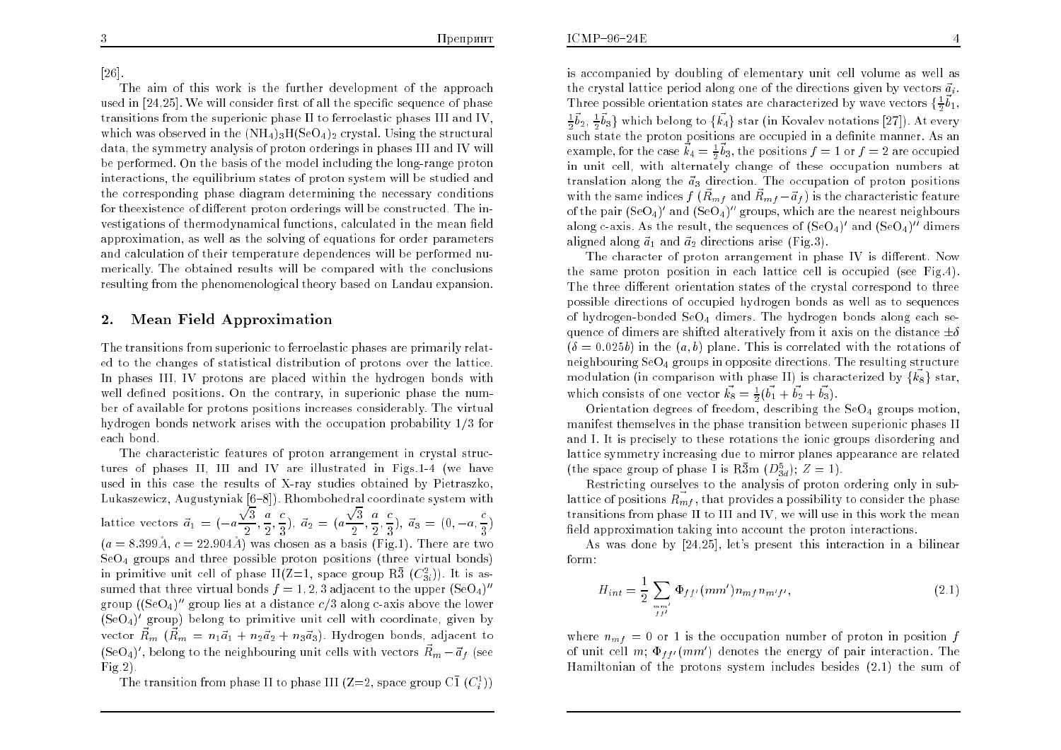[26].

The aim of this work is the further development of the approach used in [24,25]. We will consider first of all the specific sequence of phase transitions from the superionic phase II to ferroelastic phases III and IV, which was observed in the $(NH_4)_3H(SeO_4)_2$ crystal. Using the structural data, the symmetry analysis of proton orderings in phases III and IV will be performed. On the basis of the model including the long-range proton interactions, the equilibrium states of proton system will be studied and the corresponding phase diagram determining the necessary conditions for theexistence of different proton orderings will be constructed. The investigations of thermodynamical functions, calculated in the mean field approximation, as well as the solving of equations for order parameters and calculation of their temperature dependences will be performed numerically. The obtained results will be compared with the conclusions resulting from the phenomenological theory based on Landau expansion.

## 2. Mean Field Approximation

The transitions from superionic to ferroelastic phases are primarily related to the changes of statistical distribution of protons over the lattice. In phases III, IV protons are placed within the hydrogen bonds with well defined positions. On the contrary, in superionic phase the number of available for protons positions increases considerably. The virtual hydrogen bonds network arises with the occupation probability 1/3 for each bond.

The characteristic features of proton arrangement in crystal structures of phases II, III and IV are illustrated in Figs.1-4 (we have used in this case the results of X-ray studies obtained by Pietraszko, Lukaszewicz, Augustyniak [6–8]). Rhombohedral coordinate system with lattice vectors $\vec{a}_1 = (-a\frac{\sqrt{3}}{2}, \frac{a}{2}, \frac{c}{3})$, $\vec{a}_2 = (a\frac{\sqrt{3}}{2}, \frac{a}{2}, \frac{c}{3})$, $\vec{a}_3 = (0, -a, \frac{c}{3})$ ($a = 8.399\mathring{A}$, $c = 22.904\mathring{A}$) was chosen as a basis (Fig.1). There are two $SeO_4$ groups and three possible proton positions (three virtual bonds) in primitive unit cell of phase II(Z=1, space group R$\bar{3}$ ($C_{3i}^2$)). It is assumed that three virtual bonds $f = 1, 2, 3$ adjacent to the upper $(SeO_4)''$ group ($(SeO_4)''$ group lies at a distance $c/3$ along c-axis above the lower $(SeO_4)'$ group) belong to primitive unit cell with coordinate, given by vector $\vec{R}_m$ ($\vec{R}_m = n_1\vec{a}_1 + n_2\vec{a}_2 + n_3\vec{a}_3$). Hydrogen bonds, adjacent to $(SeO_4)'$, belong to the neighbouring unit cells with vectors $\vec{R}_m - \vec{a}_f$ (see Fig.2).

The transition from phase II to phase III (Z=2, space group C$\bar{1}$ ($C_i^1$)) is accompanied by doubling of elementary unit cell volume as well as the crystal lattice period along one of the directions given by vectors $\vec{a}_i$. Three possible orientation states are characterized by wave vectors $\{\frac{1}{2}\vec{b}_1, \frac{1}{2}\vec{b}_2, \frac{1}{2}\vec{b}_3\}$ which belong to $\{\vec{k}_4\}$ star (in Kovalev notations [27]). At every such state the proton positions are occupied in a definite manner. As an example, for the case $\vec{k}_4 = \frac{1}{2}\vec{b}_3$, the positions $f = 1$ or $f = 2$ are occupied in unit cell, with alternately change of these occupation numbers at translation along the $\vec{a}_3$ direction. The occupation of proton positions with the same indices $f$ ($\vec{R}_{mf}$ and $\vec{R}_{mf} - \vec{a}_f$) is the characteristic feature of the pair $(SeO_4)'$ and $(SeO_4)''$ groups, which are the nearest neighbours along c-axis. As the result, the sequences of $(SeO_4)'$ and $(SeO_4)''$ dimers aligned along $\vec{a}_1$ and $\vec{a}_2$ directions arise (Fig.3).

The character of proton arrangement in phase IV is different. Now the same proton position in each lattice cell is occupied (see Fig.4). The three different orientation states of the crystal correspond to three possible directions of occupied hydrogen bonds as well as to sequences of hydrogen-bonded $SeO_4$ dimers. The hydrogen bonds along each sequence of dimers are shifted alteratively from it axis on the distance $\pm\delta$ ($\delta = 0.025b$) in the $(a, b)$ plane. This is correlated with the rotations of neighbouring $SeO_4$ groups in opposite directions. The resulting structure modulation (in comparison with phase II) is characterized by $\{\vec{k}_8\}$ star, which consists of one vector $\vec{k}_8 = \frac{1}{2}(\vec{b}_1 + \vec{b}_2 + \vec{b}_3)$.

Orientation degrees of freedom, describing the $SeO_4$ groups motion, manifest themselves in the phase transition between superionic phases II and I. It is precisely to these rotations the ionic groups disordering and lattice symmetry increasing due to mirror planes appearance are related (the space group of phase I is R$\bar{3}$m ($D_{3d}^5$); $Z = 1$).

Restricting ourselves to the analysis of proton ordering only in sublattice of positions $\vec{R}_{mf}$, that provides a possibility to consider the phase transitions from phase II to III and IV, we will use in this work the mean field approximation taking into account the proton interactions.

As was done by [24,25], let's present this interaction in a bilinear form:

$$H_{int} = \frac{1}{2} \sum_{\substack{mm' \\ ff'}} \Phi_{ff'}(mm') n_{mf} n_{m'f'}, \tag{2.1}$$

where $n_{mf} = 0$ or $1$ is the occupation number of proton in position $f$ of unit cell $m$; $\Phi_{ff'}(mm')$ denotes the energy of pair interaction. The Hamiltonian of the protons system includes besides (2.1) the sum of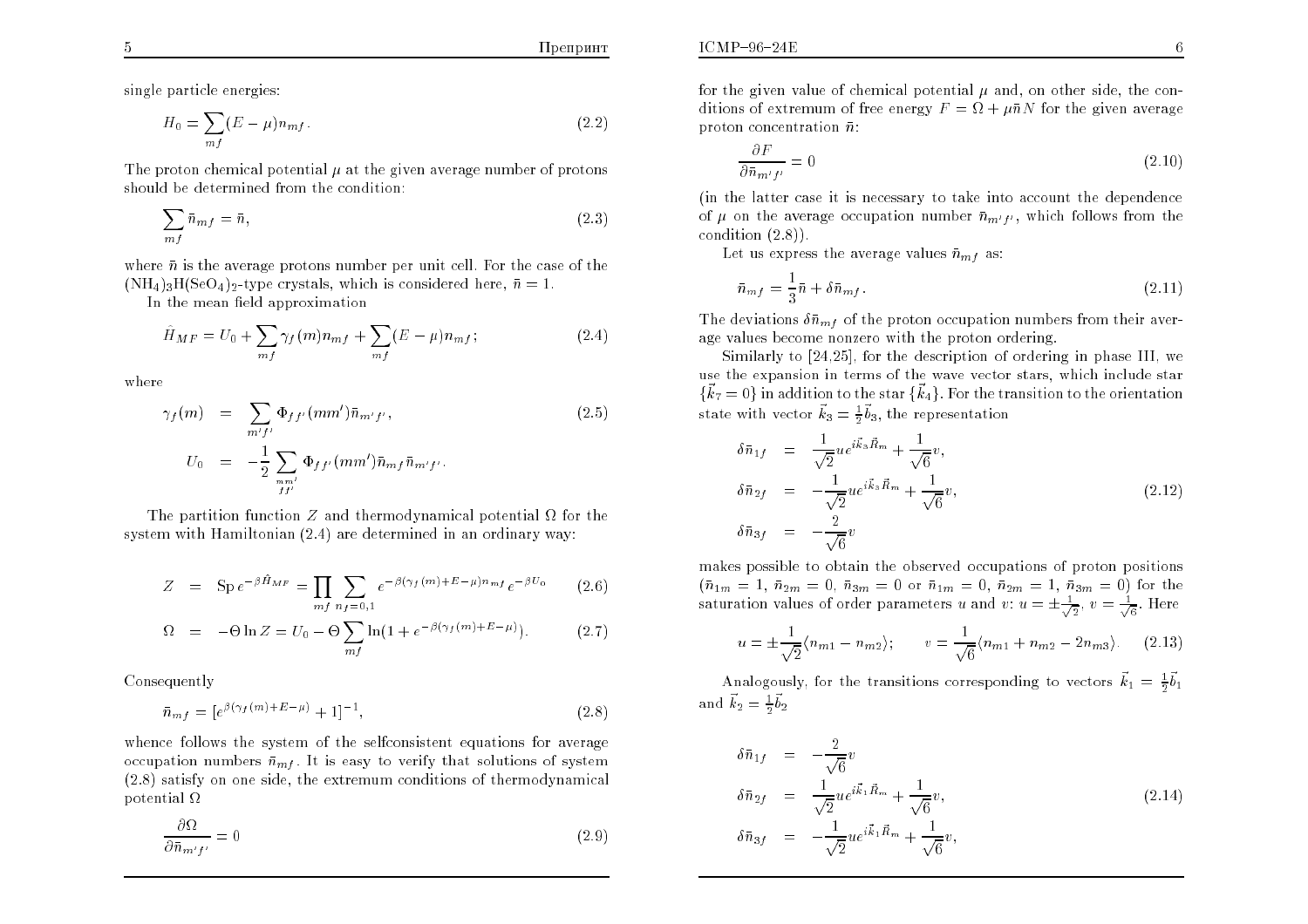single particle energies:

$$H_0 = \sum_{mf} (E - \mu) n_{mf}. \tag{2.2}$$

The proton chemical potential $\mu$ at the given average number of protons should be determined from the condition:

$$\sum_{mf} \bar{n}_{mf} = \bar{n}, \tag{2.3}$$

where $\bar{n}$ is the average protons number per unit cell. For the case of the $(NH_4)_3H(SeO_4)_2$-type crystals, which is considered here, $\bar{n} = 1$.

In the mean field approximation

$$\hat{H}_{MF} = U_0 + \sum_{mf} \gamma_f(m) n_{mf} + \sum_{mf} (E - \mu) n_{mf}; \tag{2.4}$$

where

$$\begin{aligned} \gamma_f(m) &= \sum_{m'f'} \Phi_{ff'}(mm')\bar{n}_{m'f'}, \\ U_0 &= -\frac{1}{2} \sum_{\substack{mm' \\ ff'}} \Phi_{ff'}(mm')\bar{n}_{mf}\bar{n}_{m'f'}. \end{aligned} \tag{2.5}$$

The partition function $Z$ and thermodynamical potential $\Omega$ for the system with Hamiltonian (2.4) are determined in an ordinary way:

$$Z = \mathrm{Sp}\, e^{-\beta \hat{H}_{MF}} = \prod_{mf} \sum_{n_f = 0,1} e^{-\beta(\gamma_f(m) + E - \mu) n_{mf}} e^{-\beta U_0} \tag{2.6}$$

$$\Omega = -\Theta \ln Z = U_0 - \Theta \sum_{mf} \ln(1 + e^{-\beta(\gamma_f(m) + E - \mu)}). \tag{2.7}$$

Consequently

$$\bar{n}_{mf} = [e^{\beta(\gamma_f(m) + E - \mu)} + 1]^{-1}, \tag{2.8}$$

whence follows the system of the selfconsistent equations for average occupation numbers $\bar{n}_{mf}$. It is easy to verify that solutions of system (2.8) satisfy on one side, the extremum conditions of thermodynamical potential $\Omega$

$$\frac{\partial \Omega}{\partial \bar{n}_{m'f'}} = 0 \tag{2.9}$$

for the given value of chemical potential $\mu$ and, on other side, the conditions of extremum of free energy $F = \Omega + \mu \bar{n} N$ for the given average proton concentration $\bar{n}$:

$$\frac{\partial F}{\partial \bar{n}_{m'f'}} = 0 \tag{2.10}$$

(in the latter case it is necessary to take into account the dependence of $\mu$ on the average occupation number $\bar{n}_{m'f'}$, which follows from the condition (2.8)).

Let us express the average values $\bar{n}_{mf}$ as:

$$\bar{n}_{mf} = \frac{1}{3}\bar{n} + \delta \bar{n}_{mf}. \tag{2.11}$$

The deviations $\delta \bar{n}_{mf}$ of the proton occupation numbers from their average values become nonzero with the proton ordering.

Similarly to [24,25], for the description of ordering in phase III, we use the expansion in terms of the wave vector stars, which include star $\{\vec{k}_7 = 0\}$ in addition to the star $\{\vec{k}_4\}$. For the transition to the orientation state with vector $\vec{k}_3 = \frac{1}{2}\vec{b}_3$, the representation

$$\begin{aligned} \delta \bar{n}_{1f} &= \frac{1}{\sqrt{2}} u e^{i\vec{k}_3 \vec{R}_m} + \frac{1}{\sqrt{6}} v, \\ \delta \bar{n}_{2f} &= -\frac{1}{\sqrt{2}} u e^{i\vec{k}_3 \vec{R}_m} + \frac{1}{\sqrt{6}} v, \\ \delta \bar{n}_{3f} &= -\frac{2}{\sqrt{6}} v \end{aligned} \tag{2.12}$$

makes possible to obtain the observed occupations of proton positions ($\bar{n}_{1m} = 1$, $\bar{n}_{2m} = 0$, $\bar{n}_{3m} = 0$ or $\bar{n}_{1m} = 0$, $\bar{n}_{2m} = 1$, $\bar{n}_{3m} = 0$) for the saturation values of order parameters $u$ and $v$: $u = \pm\frac{1}{\sqrt{2}}$, $v = \frac{1}{\sqrt{6}}$. Here

$$u = \pm\frac{1}{\sqrt{2}} \langle n_{m1} - n_{m2} \rangle; \qquad v = \frac{1}{\sqrt{6}} \langle n_{m1} + n_{m2} - 2n_{m3} \rangle. \tag{2.13}$$

Analogously, for the transitions corresponding to vectors $\vec{k}_1 = \frac{1}{2}\vec{b}_1$ and $\vec{k}_2 = \frac{1}{2}\vec{b}_2$

$$\begin{aligned} \delta \bar{n}_{1f} &= -\frac{2}{\sqrt{6}} v \\ \delta \bar{n}_{2f} &= \frac{1}{\sqrt{2}} u e^{i\vec{k}_1 \vec{R}_m} + \frac{1}{\sqrt{6}} v, \\ \delta \bar{n}_{3f} &= -\frac{1}{\sqrt{2}} u e^{i\vec{k}_1 \vec{R}_m} + \frac{1}{\sqrt{6}} v, \end{aligned} \tag{2.14}$$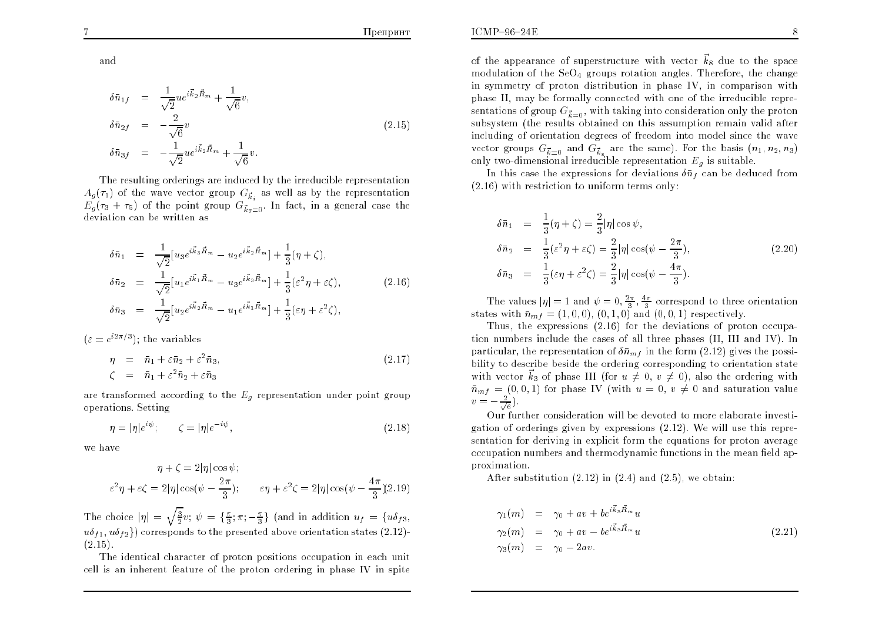and

$$
\begin{aligned}
\delta\bar{n}_{1f} &= \frac{1}{\sqrt{2}} u e^{i\vec{k}_2\vec{R}_m} + \frac{1}{\sqrt{6}} v, \\
\delta\bar{n}_{2f} &= -\frac{2}{\sqrt{6}} v \\
\delta\bar{n}_{3f} &= -\frac{1}{\sqrt{2}} u e^{i\vec{k}_2\vec{R}_m} + \frac{1}{\sqrt{6}} v.
\end{aligned}
\tag{2.15}
$$

The resulting orderings are induced by the irreducible representation $A_g(\tau_1)$ of the wave vector group $G_{\vec{k}_i}$ as well as by the representation $E_g(\tau_3+\tau_5)$ of the point group $G_{\vec{k}_7=0}$. In fact, in a general case the deviation can be written as

$$
\begin{aligned}
\delta\bar{n}_1 &= \frac{1}{\sqrt{2}}[u_3 e^{i\vec{k}_3\vec{R}_m} - u_2 e^{i\vec{k}_2\vec{R}_m}] + \frac{1}{3}(\eta+\zeta), \\
\delta\bar{n}_2 &= \frac{1}{\sqrt{2}}[u_1 e^{i\vec{k}_1\vec{R}_m} - u_3 e^{i\vec{k}_3\vec{R}_m}] + \frac{1}{3}(\varepsilon^2\eta+\varepsilon\zeta), \\
\delta\bar{n}_3 &= \frac{1}{\sqrt{2}}[u_2 e^{i\vec{k}_2\vec{R}_m} - u_1 e^{i\vec{k}_1\vec{R}_m}] + \frac{1}{3}(\varepsilon\eta+\varepsilon^2\zeta),
\end{aligned}
\tag{2.16}
$$

($\varepsilon = e^{i2\pi/3}$); the variables

$$
\begin{aligned}
\eta &= \bar{n}_1 + \varepsilon\bar{n}_2 + \varepsilon^2\bar{n}_3, \\
\zeta &= \bar{n}_1 + \varepsilon^2\bar{n}_2 + \varepsilon\bar{n}_3
\end{aligned}
\tag{2.17}
$$

are transformed according to the $E_g$ representation under point group operations. Setting

$$
\eta = |\eta| e^{i\psi}; \qquad \zeta = |\eta| e^{-i\psi},
\tag{2.18}
$$

we have

$$
\begin{aligned}
&\eta + \zeta = 2|\eta|\cos\psi; \\
&\varepsilon^2\eta + \varepsilon\zeta = 2|\eta|\cos(\psi - \frac{2\pi}{3}); \qquad \varepsilon\eta + \varepsilon^2\zeta = 2|\eta|\cos(\psi - \frac{4\pi}{3})
\end{aligned}
\tag{2.19}
$$

The choice $|\eta| = \sqrt{\frac{3}{2}}v$; $\psi = \{\frac{\pi}{3}; \pi; -\frac{\pi}{3}\}$ (and in addition $u_f = \{u\delta_{f3}, u\delta_{f1}, u\delta_{f2}\}$) corresponds to the presented above orientation states (2.12)-(2.15).

The identical character of proton positions occupation in each unit cell is an inherent feature of the proton ordering in phase IV in spite of the appearance of superstructure with vector $\vec{k}_8$ due to the space modulation of the $SeO_4$ groups rotation angles. Therefore, the change in symmetry of proton distribution in phase IV, in comparison with phase II, may be formally connected with one of the irreducible representations of group $G_{\vec{k}=0}$, with taking into consideration only the proton subsystem (the results obtained on this assumption remain valid after including of orientation degrees of freedom into model since the wave vector groups $G_{\vec{k}=0}$ and $G_{\vec{k}_8}$ are the same). For the basis $(n_1, n_2, n_3)$ only two-dimensional irreducible representation $E_g$ is suitable.

In this case the expressions for deviations $\delta\bar{n}_f$ can be deduced from (2.16) with restriction to uniform terms only:

$$
\begin{aligned}
\delta\bar{n}_1 &= \frac{1}{3}(\eta+\zeta) = \frac{2}{3}|\eta|\cos\psi, \\
\delta\bar{n}_2 &= \frac{1}{3}(\varepsilon^2\eta+\varepsilon\zeta) = \frac{2}{3}|\eta|\cos(\psi - \frac{2\pi}{3}), \\
\delta\bar{n}_3 &= \frac{1}{3}(\varepsilon\eta+\varepsilon^2\zeta) = \frac{2}{3}|\eta|\cos(\psi - \frac{4\pi}{3}).
\end{aligned}
\tag{2.20}
$$

The values $|\eta| = 1$ and $\psi = 0, \frac{2\pi}{3}, \frac{4\pi}{3}$ correspond to three orientation states with $\bar{n}_{mf} = (1,0,0)$, $(0,1,0)$ and $(0,0,1)$ respectively.

Thus, the expressions (2.16) for the deviations of proton occupation numbers include the cases of all three phases (II, III and IV). In particular, the representation of $\delta\bar{n}_{mf}$ in the form (2.12) gives the possibility to describe beside the ordering corresponding to orientation state with vector $\vec{k}_3$ of phase III (for $u \neq 0$, $v \neq 0$), also the ordering with $\bar{n}_{mf} = (0,0,1)$ for phase IV (with $u = 0$, $v \neq 0$ and saturation value $v = -\frac{2}{\sqrt{6}}$).

Our further consideration will be devoted to more elaborate investigation of orderings given by expressions (2.12). We will use this representation for deriving in explicit form the equations for proton average occupation numbers and thermodynamic functions in the mean field approximation.

After substitution (2.12) in (2.4) and (2.5), we obtain:

$$
\begin{aligned}
\gamma_1(m) &= \gamma_0 + av + b e^{i\vec{k}_3\vec{R}_m} u \\
\gamma_2(m) &= \gamma_0 + av - b e^{i\vec{k}_3\vec{R}_m} u \\
\gamma_3(m) &= \gamma_0 - 2av.
\end{aligned}
\tag{2.21}
$$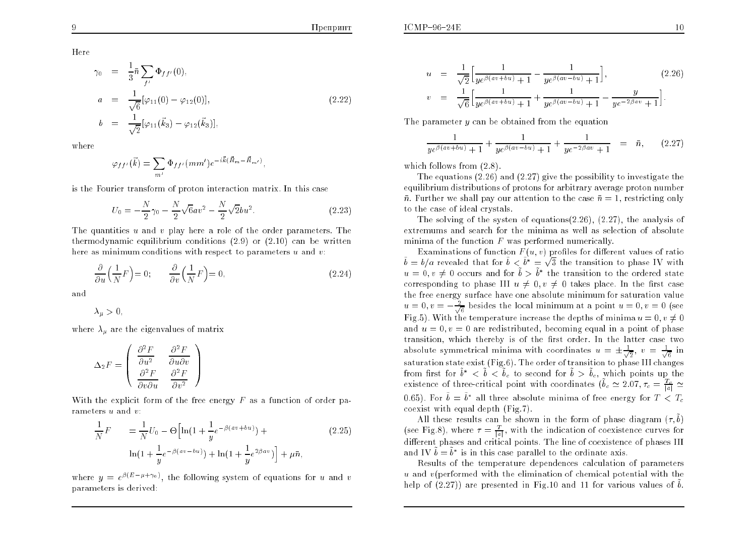Here

$$
\begin{aligned}
\gamma_0 &= \frac{1}{3}\bar{n}\sum_{f'}\Phi_{ff'}(0), \\
a &= \frac{1}{\sqrt{6}}[\varphi_{11}(0) - \varphi_{12}(0)], \\
b &= \frac{1}{\sqrt{2}}[\varphi_{11}(\vec{k}_3) - \varphi_{12}(\vec{k}_3)],
\end{aligned}
\tag{2.22}
$$

where

$$
\varphi_{ff'}(\vec{k}) = \sum_{m'} \Phi_{ff'}(mm') e^{-i\vec{k}(\vec{R}_m - \vec{R}_{m'})},
$$

is the Fourier transform of proton interaction matrix. In this case

$$
U_0 = -\frac{N}{2}\gamma_0 - \frac{N}{2}\sqrt{6}av^2 - \frac{N}{2}\sqrt{2}bu^2. \tag{2.23}
$$

The quantities $u$ and $v$ play here a role of the order parameters. The thermodynamic equilibrium conditions (2.9) or (2.10) can be written here as minimum conditions with respect to parameters $u$ and $v$:

$$
\frac{\partial}{\partial u}\Big(\frac{1}{N}F\Big) = 0; \qquad \frac{\partial}{\partial v}\Big(\frac{1}{N}F\Big) = 0, \tag{2.24}
$$

and

$$
\lambda_\mu > 0,
$$

where $\lambda_\mu$ are the eigenvalues of matrix

$$
\Delta_2 F = \begin{pmatrix} \dfrac{\partial^2 F}{\partial u^2} & \dfrac{\partial^2 F}{\partial u \partial v} \\ \dfrac{\partial^2 F}{\partial v \partial u} & \dfrac{\partial^2 F}{\partial v^2} \end{pmatrix}
$$

With the explicit form of the free energy $F$ as a function of order parameters $u$ and $v$:

$$
\begin{aligned}
\frac{1}{N}F &= \frac{1}{N}U_0 - \Theta\Big[\ln(1 + \frac{1}{y}e^{-\beta(av+bu)}) + \\
&\quad \ln(1 + \frac{1}{y}e^{-\beta(av-bu)}) + \ln(1 + \frac{1}{y}e^{2\beta av})\Big] + \mu\bar{n},
\end{aligned}
\tag{2.25}
$$

where $y = e^{\beta(E-\mu+\gamma_0)}$, the following system of equations for $u$ and $v$ parameters is derived:

$$
\begin{aligned}
u &= \frac{1}{\sqrt{2}}\Big[\frac{1}{ye^{\beta(av+bu)}+1} - \frac{1}{ye^{\beta(av-bu)}+1}\Big], \\
v &= \frac{1}{\sqrt{6}}\Big[\frac{1}{ye^{\beta(av+bu)}+1} + \frac{1}{ye^{\beta(av-bu)}+1} - \frac{y}{ye^{-2\beta av}+1}\Big].
\end{aligned}
\tag{2.26}
$$

The parameter $y$ can be obtained from the equation

$$
\frac{1}{ye^{\beta(av+bu)}+1} + \frac{1}{ye^{\beta(av-bu)}+1} + \frac{1}{ye^{-2\beta av}+1} = \bar{n}, \tag{2.27}
$$

which follows from (2.8).

The equations (2.26) and (2.27) give the possibility to investigate the equilibrium distributions of protons for arbitrary average proton number $\bar{n}$. Further we shall pay our attention to the case $\bar{n} = 1$, restricting only to the case of ideal crystals.

The solving of the systen of equations(2.26), (2.27), the analysis of extremums and search for the minima as well as selection of absolute minima of the function $F$ was performed numerically.

Examinations of function $F(u, v)$ profiles for different values of ratio $\tilde{b} = b/a$ revealed that for $\tilde{b} < \tilde{b}^* = \sqrt{3}$ the transition to phase IV with $u = 0, v \neq 0$ occurs and for $\tilde{b} > \tilde{b}^*$ the transition to the ordered state corresponding to phase III $u \neq 0, v \neq 0$ takes place. In the first case the free energy surface have one absolute minimum for saturation value $u = 0, v = -\frac{2}{\sqrt{6}}$ besides the local minimum at a point $u = 0, v = 0$ (see Fig.5). With the temperature increase the depths of minima $u = 0, v \neq 0$ and $u = 0, v = 0$ are redistributed, becoming equal in a point of phase transition, which thereby is of the first order. In the latter case two absolute symmetrical minima with coordinates $u = \pm\frac{1}{\sqrt{2}}$, $v = \frac{1}{\sqrt{6}}$ in saturation state exist (Fig.6). The order of transition to phase III changes from first for $\tilde{b}^* < \tilde{b} < \tilde{b}_c$ to second for $\tilde{b} > \tilde{b}_c$, which points up the existence of three-critical point with coordinates ($\tilde{b}_c \simeq 2.07, \tau_c = \frac{T_c}{|a|} \simeq 0.65$). For $\tilde{b} = \tilde{b}^*$ all three absolute minima of free energy for $T < T_c$ coexist with equal depth (Fig.7).

All these results can be shown in the form of phase diagram $(\tau, \tilde{b})$ (see Fig.8), where $\tau = \frac{T}{|a|}$, with the indication of coexistence curves for different phases and critical points. The line of coexistence of phases III and IV $\tilde{b} = \tilde{b}^*$ is in this case parallel to the ordinate axis.

Results of the temperature dependences calculation of parameters $u$ and $v$(performed with the elimination of chemical potential with the help of (2.27)) are presented in Fig.10 and 11 for various values of $\tilde{b}$.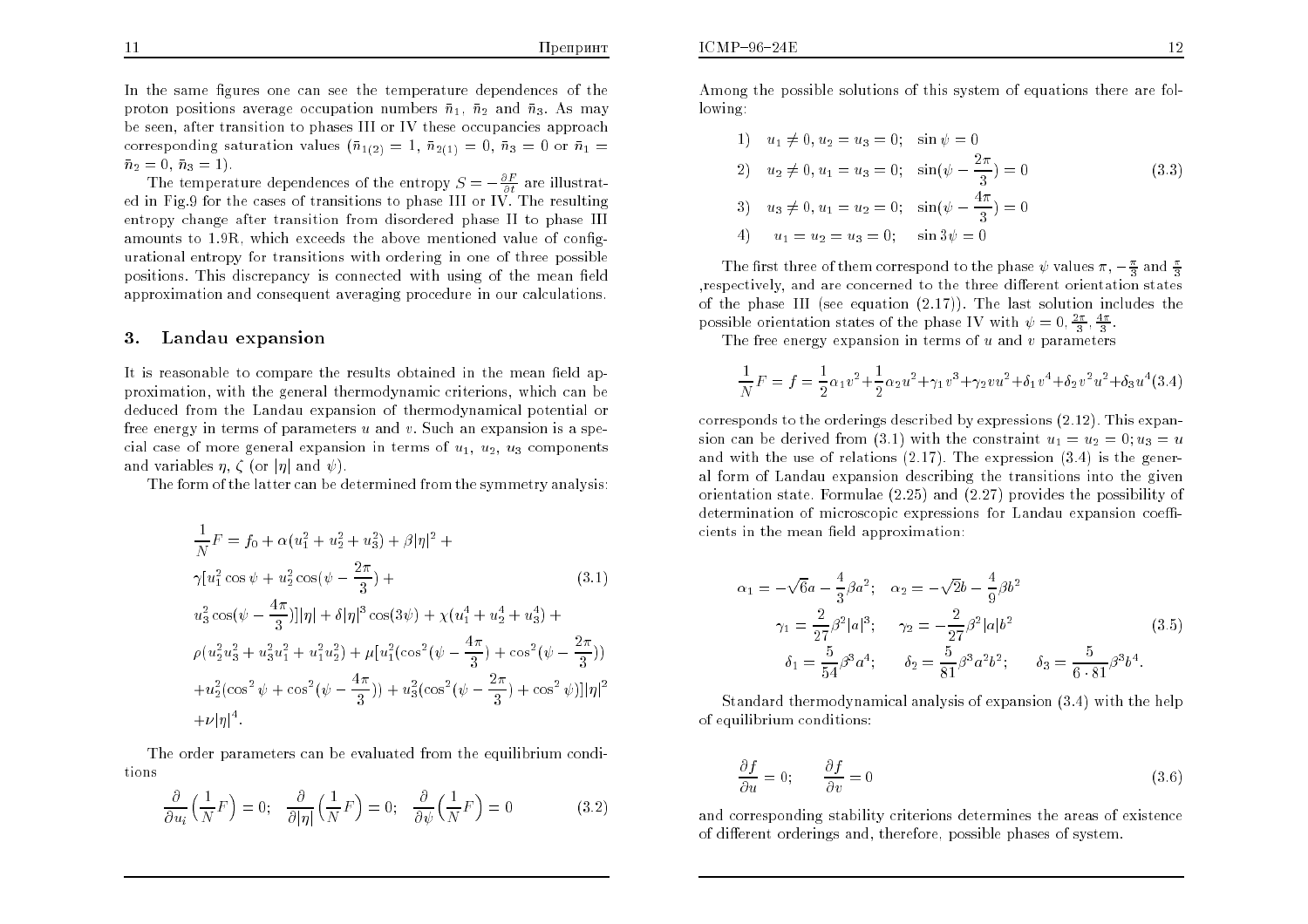In the same figures one can see the temperature dependences of the proton positions average occupation numbers $\bar{n}_1$, $\bar{n}_2$ and $\bar{n}_3$. As may be seen, after transition to phases III or IV these occupancies approach corresponding saturation values ($\bar{n}_{1(2)} = 1$, $\bar{n}_{2(1)} = 0$, $\bar{n}_3 = 0$ or $\bar{n}_1 = \bar{n}_2 = 0$, $\bar{n}_3 = 1$).

The temperature dependences of the entropy $S = -\frac{\partial F}{\partial t}$ are illustrated in Fig.9 for the cases of transitions to phase III or IV. The resulting entropy change after transition from disordered phase II to phase III amounts to 1.9R, which exceeds the above mentioned value of configurational entropy for transitions with ordering in one of three possible positions. This discrepancy is connected with using of the mean field approximation and consequent averaging procedure in our calculations.

## 3. Landau expansion

It is reasonable to compare the results obtained in the mean field approximation, with the general thermodynamic criterions, which can be deduced from the Landau expansion of thermodynamical potential or free energy in terms of parameters $u$ and $v$. Such an expansion is a special case of more general expansion in terms of $u_1$, $u_2$, $u_3$ components and variables $\eta$, $\zeta$ (or $|\eta|$ and $\psi$).

The form of the latter can be determined from the symmetry analysis:

$$
\begin{aligned}
\frac{1}{N}F &= f_0 + \alpha(u_1^2 + u_2^2 + u_3^2) + \beta|\eta|^2 + \\
&\gamma[u_1^2\cos\psi + u_2^2\cos(\psi - \frac{2\pi}{3}) + \\
&u_3^2\cos(\psi - \frac{4\pi}{3})]|\eta| + \delta|\eta|^3\cos(3\psi) + \chi(u_1^4 + u_2^4 + u_3^4) + \\
&\rho(u_2^2u_3^2 + u_3^2u_1^2 + u_1^2u_2^2) + \mu[u_1^2(\cos^2(\psi - \frac{4\pi}{3}) + \cos^2(\psi - \frac{2\pi}{3})) \\
&+ u_2^2(\cos^2\psi + \cos^2(\psi - \frac{4\pi}{3})) + u_3^2(\cos^2(\psi - \frac{2\pi}{3}) + \cos^2\psi)]|\eta|^2 \\
&+ \nu|\eta|^4.
\end{aligned} \tag{3.1}
$$

The order parameters can be evaluated from the equilibrium conditions

$$
\frac{\partial}{\partial u_i}\Big(\frac{1}{N}F\Big) = 0; \quad \frac{\partial}{\partial|\eta|}\Big(\frac{1}{N}F\Big) = 0; \quad \frac{\partial}{\partial\psi}\Big(\frac{1}{N}F\Big) = 0 \tag{3.2}
$$

Among the possible solutions of this system of equations there are following:

$$
\begin{aligned}
&1) \quad u_1 \neq 0, u_2 = u_3 = 0; \quad \sin\psi = 0 \\
&2) \quad u_2 \neq 0, u_1 = u_3 = 0; \quad \sin(\psi - \frac{2\pi}{3}) = 0 \\
&3) \quad u_3 \neq 0, u_1 = u_2 = 0; \quad \sin(\psi - \frac{4\pi}{3}) = 0 \\
&4) \quad u_1 = u_2 = u_3 = 0; \quad \sin 3\psi = 0
\end{aligned} \tag{3.3}
$$

The first three of them correspond to the phase $\psi$ values $\pi$, $-\frac{\pi}{3}$ and $\frac{\pi}{3}$ ,respectively, and are concerned to the three different orientation states of the phase III (see equation (2.17)). The last solution includes the possible orientation states of the phase IV with $\psi = 0, \frac{2\pi}{3}, \frac{4\pi}{3}$.

The free energy expansion in terms of $u$ and $v$ parameters

$$
\frac{1}{N}F = f = \frac{1}{2}\alpha_1 v^2 + \frac{1}{2}\alpha_2 u^2 + \gamma_1 v^3 + \gamma_2 v u^2 + \delta_1 v^4 + \delta_2 v^2 u^2 + \delta_3 u^4 \tag{3.4}
$$

corresponds to the orderings described by expressions (2.12). This expansion can be derived from (3.1) with the constraint $u_1 = u_2 = 0; u_3 = u$ and with the use of relations (2.17). The expression (3.4) is the general form of Landau expansion describing the transitions into the given orientation state. Formulae (2.25) and (2.27) provides the possibility of determination of microscopic expressions for Landau expansion coefficients in the mean field approximation:

$$
\begin{aligned}
\alpha_1 &= -\sqrt{6}a - \frac{4}{3}\beta a^2; \quad \alpha_2 = -\sqrt{2}b - \frac{4}{9}\beta b^2 \\
\gamma_1 &= \frac{2}{27}\beta^2|a|^3; \quad \gamma_2 = -\frac{2}{27}\beta^2|a|b^2 \\
\delta_1 &= \frac{5}{54}\beta^3 a^4; \quad \delta_2 = \frac{5}{81}\beta^3 a^2 b^2; \quad \delta_3 = \frac{5}{6\cdot 81}\beta^3 b^4.
\end{aligned} \tag{3.5}
$$

Standard thermodynamical analysis of expansion (3.4) with the help of equilibrium conditions:

$$
\frac{\partial f}{\partial u} = 0; \qquad \frac{\partial f}{\partial v} = 0 \tag{3.6}
$$

and corresponding stability criterions determines the areas of existence of different orderings and, therefore, possible phases of system.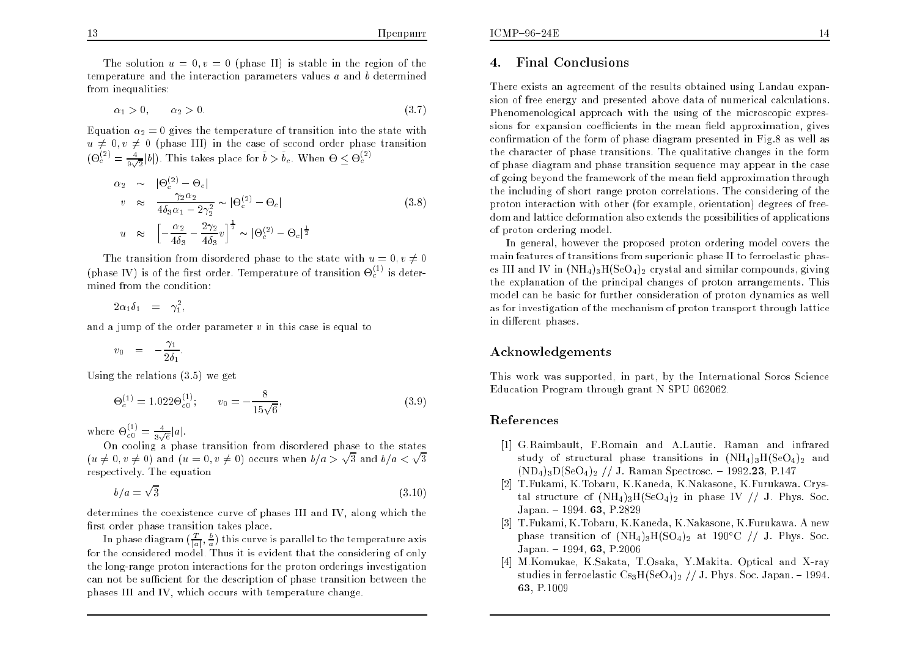The solution $u = 0, v = 0$ (phase II) is stable in the region of the temperature and the interaction parameters values $a$ and $b$ determined from inequalities:

$$\alpha_1 > 0, \qquad \alpha_2 > 0. \tag{3.7}$$

Equation $\alpha_2 = 0$ gives the temperature of transition into the state with $u \neq 0, v \neq 0$ (phase III) in the case of second order phase transition ($\Theta_c^{(2)} = \frac{4}{9\sqrt{2}}|b|$). This takes place for $\bar{b} > \bar{b}_c$. When $\Theta \leq \Theta_c^{(2)}$

$$\begin{aligned}
\alpha_2 &\sim |\Theta_c^{(2)} - \Theta_c| \\
v &\approx \frac{\gamma_2 \alpha_2}{4\delta_3 \alpha_1 - 2\gamma_2^2} \sim |\Theta_c^{(2)} - \Theta_c| \\
u &\approx \left[ -\frac{\alpha_2}{4\delta_3} - \frac{2\gamma_2}{4\delta_3} v \right]^{\frac{1}{2}} \sim |\Theta_c^{(2)} - \Theta_c|^{\frac{1}{2}}
\end{aligned} \tag{3.8}$$

The transition from disordered phase to the state with $u = 0, v \neq 0$ (phase IV) is of the first order. Temperature of transition $\Theta_c^{(1)}$ is determined from the condition:

$$2\alpha_1 \delta_1 = \gamma_1^2,$$

and a jump of the order parameter $v$ in this case is equal to

$$v_0 = -\frac{\gamma_1}{2\delta_1}.$$

Using the relations (3.5) we get

$$\Theta_c^{(1)} = 1.022\Theta_{c0}^{(1)}; \qquad v_0 = -\frac{8}{15\sqrt{6}}, \tag{3.9}$$

where $\Theta_{c0}^{(1)} = \frac{4}{3\sqrt{6}}|a|$.

On cooling a phase transition from disordered phase to the states $(u \neq 0, v \neq 0)$ and $(u = 0, v \neq 0)$ occurs when $b/a > \sqrt{3}$ and $b/a < \sqrt{3}$ respectively. The equation

$$b/a = \sqrt{3} \tag{3.10}$$

determines the coexistence curve of phases III and IV, along which the first order phase transition takes place.

In phase diagram $(\frac{T}{|a|}, \frac{b}{a})$ this curve is parallel to the temperature axis for the considered model. Thus it is evident that the considering of only the long-range proton interactions for the proton orderings investigation can not be sufficient for the description of phase transition between the phases III and IV, which occurs with temperature change.

## 4. Final Conclusions

There exists an agreement of the results obtained using Landau expansion of free energy and presented above data of numerical calculations. Phenomenological approach with the using of the microscopic expressions for expansion coefficients in the mean field approximation, gives confirmation of the form of phase diagram presented in Fig.8 as well as the character of phase transitions. The qualitative changes in the form of phase diagram and phase transition sequence may appear in the case of going beyond the framework of the mean field approximation through the including of short range proton correlations. The considering of the proton interaction with other (for example, orientation) degrees of freedom and lattice deformation also extends the possibilities of applications of proton ordering model.

In general, however the proposed proton ordering model covers the main features of transitions from superionic phase II to ferroelastic phases III and IV in $(NH_4)_3H(SeO_4)_2$ crystal and similar compounds, giving the explanation of the principal changes of proton arrangements. This model can be basic for further consideration of proton dynamics as well as for investigation of the mechanism of proton transport through lattice in different phases.

## Acknowledgements

This work was supported, in part, by the International Soros Science Education Program through grant N SPU 062062.

## References

[1] G.Raimbault, F.Romain and A.Lautie. Raman and infrared study of structural phase transitions in $(NH_4)_3H(SeO_4)_2$ and $(ND_4)_3D(SeO_4)_2$ // J. Raman Spectrosc. – 1992.**23**, P.147

[2] T.Fukami, K.Tobaru, K.Kaneda, K.Nakasone, K.Furukawa. Crystal structure of $(NH_4)_3H(SeO_4)_2$ in phase IV // J. Phys. Soc. Japan. – 1994. **63**, P.2829

[3] T.Fukami, K.Tobaru, K.Kaneda, K.Nakasone, K.Furukawa. A new phase transition of $(NH_4)_3H(SO_4)_2$ at 190°C // J. Phys. Soc. Japan. – 1994, **63**, P.2006

[4] M.Komukae, K.Sakata, T.Osaka, Y.Makita. Optical and X-ray studies in ferroelastic $Cs_3H(SeO_4)_2$ // J. Phys. Soc. Japan. – 1994. **63**, P.1009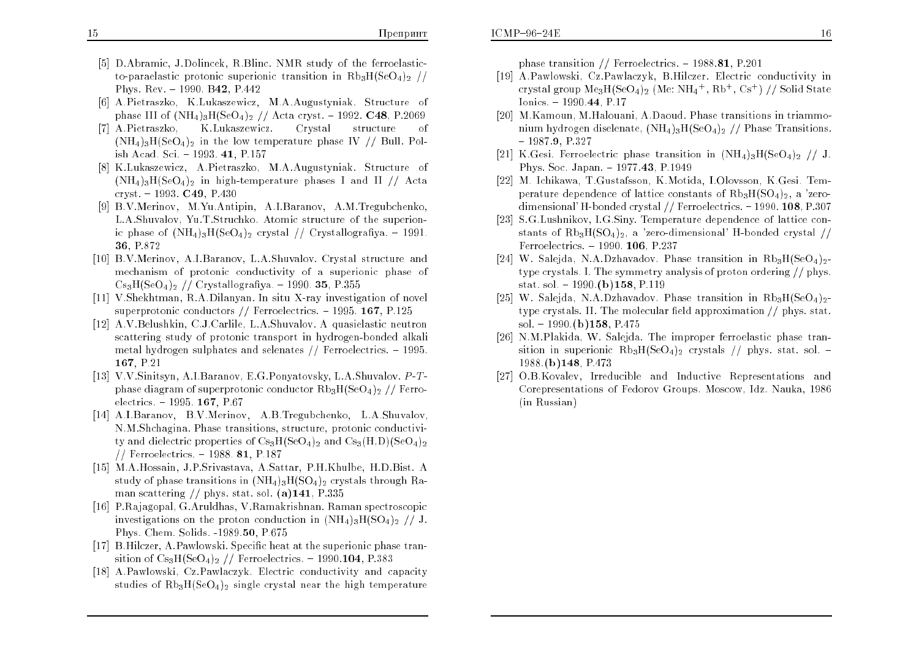[5] D.Abramic, J.Dolincek, R.Blinc. NMR study of the ferroelastic-to-paraelastic protonic superionic transition in $Rb_3H(SeO_4)_2$ // Phys. Rev. – 1990. **B42**, P.442

[6] A.Pietraszko, K.Lukaszewicz, M.A.Augustyniak. Structure of phase III of $(NH_4)_3H(SeO_4)_2$ // Acta cryst. – 1992. **C48**, P.2069

[7] A.Pietraszko, K.Lukaszewicz. Crystal structure of $(NH_4)_3H(SeO_4)_2$ in the low temperature phase IV // Bull. Polish Acad. Sci. – 1993. **41**, P.157

[8] K.Lukaszewicz, A.Pietraszko, M.A.Augustyniak. Structure of $(NH_4)_3H(SeO_4)_2$ in high-temperature phases I and II // Acta cryst. – 1993. **C49**, P.430

[9] B.V.Merinov, M.Yu.Antipin, A.I.Baranov, A.M.Tregubchenko, L.A.Shuvalov, Yu.T.Struchko. Atomic structure of the superionic phase of $(NH_4)_3H(SeO_4)_2$ crystal // Crystallografiya. – 1991. **36**, P.872

[10] B.V.Merinov, A.I.Baranov, L.A.Shuvalov. Crystal structure and mechanism of protonic conductivity of a superionic phase of $Cs_3H(SeO_4)_2$ // Crystallografiya. – 1990. **35**, P.355

[11] V.Shekhtman, R.A.Dilanyan. In situ X-ray investigation of novel superprotonic conductors // Ferroelectrics. – 1995. **167**, P.125

[12] A.V.Belushkin, C.J.Carlile, L.A.Shuvalov. A quasielastic neutron scattering study of protonic transport in hydrogen-bonded alkali metal hydrogen sulphates and selenates // Ferroelectrics. – 1995. **167**, P.21

[13] V.V.Sinitsyn, A.I.Baranov, E.G.Ponyatovsky, L.A.Shuvalov. *P-T*-phase diagram of superprotonic conductor $Rb_3H(SeO_4)_2$ // Ferroelectrics. – 1995. **167**, P.67

[14] A.I.Baranov, B.V.Merinov, A.B.Tregubchenko, L.A.Shuvalov, N.M.Shchagina. Phase transitions, structure, protonic conductivity and dielectric properties of $Cs_3H(SeO_4)_2$ and $Cs_3(H,D)(SeO_4)_2$ // Ferroelectrics. – 1988. **81**, P.187

[15] M.A.Hossain, J.P.Srivastava, A.Sattar, P.H.Khulbe, H.D.Bist. A study of phase transitions in $(NH_4)_3H(SO_4)_2$ crystals through Raman scattering // phys. stat. sol. **(a)141**, P.335

[16] P.Rajagopal, G.Aruldhas, V.Ramakrishnan. Raman spectroscopic investigations on the proton conduction in $(NH_4)_3H(SO_4)_2$ // J. Phys. Chem. Solids. -1989.**50**, P.675

[17] B.Hilczer, A.Pawlowski. Specific heat at the superionic phase transition of $Cs_3H(SeO_4)_2$ // Ferroelectrics. – 1990.**104**, P.383

[18] A.Pawlowski, Cz.Pawlaczyk. Electric conductivity and capacity studies of $Rb_3H(SeO_4)_2$ single crystal near the high temperature phase transition // Ferroelectrics. – 1988.**81**, P.201

[19] A.Pawlowski, Cz.Pawlaczyk, B.Hilczer. Electric conductivity in crystal group $Me_3H(SeO_4)_2$ (Me: $NH_4^+$, $Rb^+$, $Cs^+$) // Solid State Ionics. – 1990.**44**, P.17

[20] M.Kamoun, M.Halouani, A.Daoud. Phase transitions in triammonium hydrogen diselenate, $(NH_4)_3H(SeO_4)_2$ // Phase Transitions. – 1987.**9**, P.327

[21] K.Gesi. Ferroelectric phase transition in $(NH_4)_3H(SeO_4)_2$ // J. Phys. Soc. Japan. – 1977.**43**, P.1949

[22] M. Ichikawa, T.Gustafsson, K.Motida, I.Olovsson, K.Gesi. Temperature dependence of lattice constants of $Rb_3H(SO_4)_2$, a 'zero-dimensional' H-bonded crystal // Ferroelectrics. – 1990. **108**, P.307

[23] S.G.Lushnikov, I.G.Siny. Temperature dependence of lattice constants of $Rb_3H(SO_4)_2$, a 'zero-dimensional' H-bonded crystal // Ferroelectrics. – 1990. **106**, P.237

[24] W. Salejda, N.A.Dzhavadov. Phase transition in $Rb_3H(SeO_4)_2$-type crystals. I. The symmetry analysis of proton ordering // phys. stat. sol. – 1990.**(b)158**, P.119

[25] W. Salejda, N.A.Dzhavadov. Phase transition in $Rb_3H(SeO_4)_2$-type crystals. II. The molecular field approximation // phys. stat. sol. – 1990.**(b)158**, P.475

[26] N.M.Plakida, W. Salejda. The improper ferroelastic phase transition in superionic $Rb_3H(SeO_4)_2$ crystals // phys. stat. sol. – 1988.**(b)148**, P.473

[27] O.B.Kovalev, Irreducible and Inductive Representations and Corepresentations of Fedorov Groups. Moscow, Idz. Nauka, 1986 (in Russian)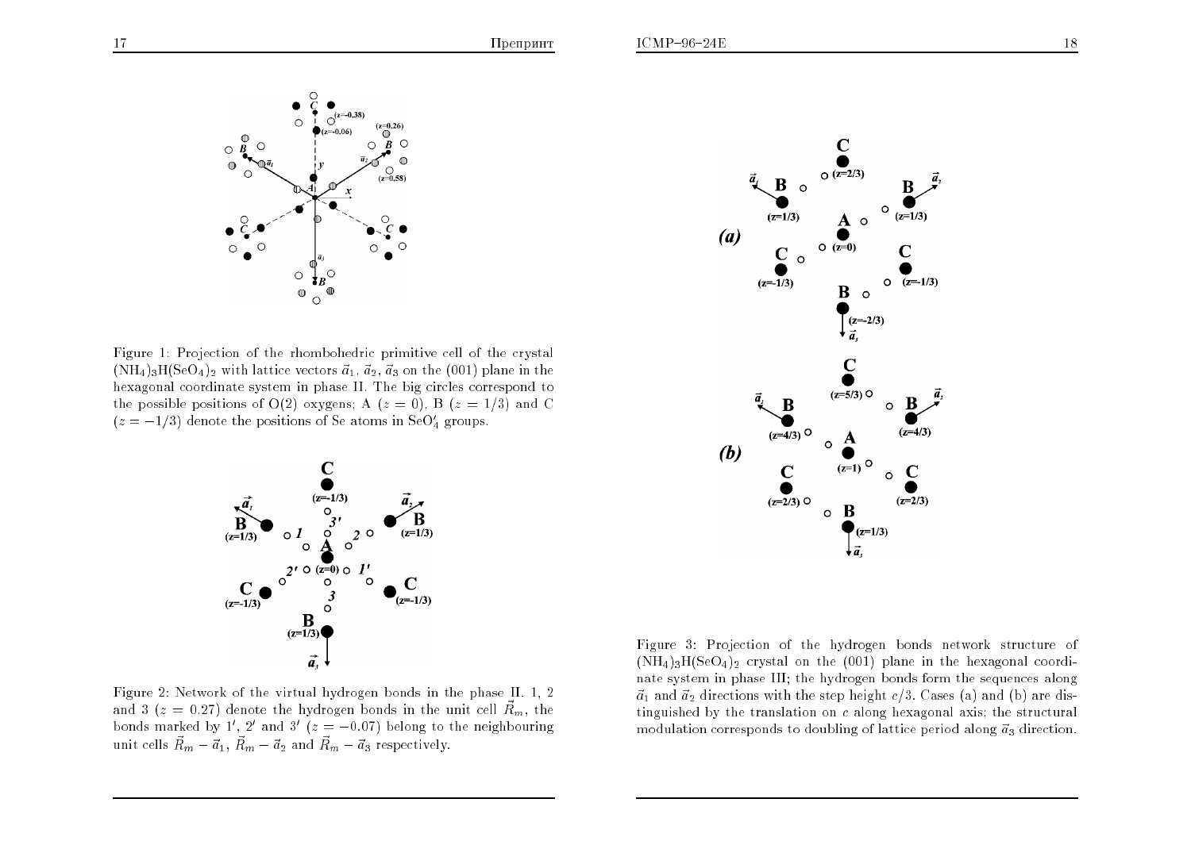Figure 1: Projection of the rhombohedric primitive cell of the crystal $(NH_4)_3H(SeO_4)_2$ with lattice vectors $\vec{a}_1$, $\vec{a}_2$, $\vec{a}_3$ on the (001) plane in the hexagonal coordinate system in phase II. The big circles correspond to the possible positions of O(2) oxygens; A ($z = 0$), B ($z = 1/3$) and C ($z = -1/3$) denote the positions of Se atoms in $SeO_4'$ groups.

Figure 2: Network of the virtual hydrogen bonds in the phase II. 1, 2 and 3 ($z = 0.27$) denote the hydrogen bonds in the unit cell $\vec{R}_m$, the bonds marked by 1′, 2′ and 3′ ($z = -0.07$) belong to the neighbouring unit cells $\vec{R}_m - \vec{a}_1$, $\vec{R}_m - \vec{a}_2$ and $\vec{R}_m - \vec{a}_3$ respectively.

Figure 3: Projection of the hydrogen bonds network structure of $(NH_4)_3H(SeO_4)_2$ crystal on the (001) plane in the hexagonal coordinate system in phase III; the hydrogen bonds form the sequences along $\vec{a}_1$ and $\vec{a}_2$ directions with the step height $c/3$. Cases (a) and (b) are distinguished by the translation on $c$ along hexagonal axis; the structural modulation corresponds to doubling of lattice period along $\vec{a}_3$ direction.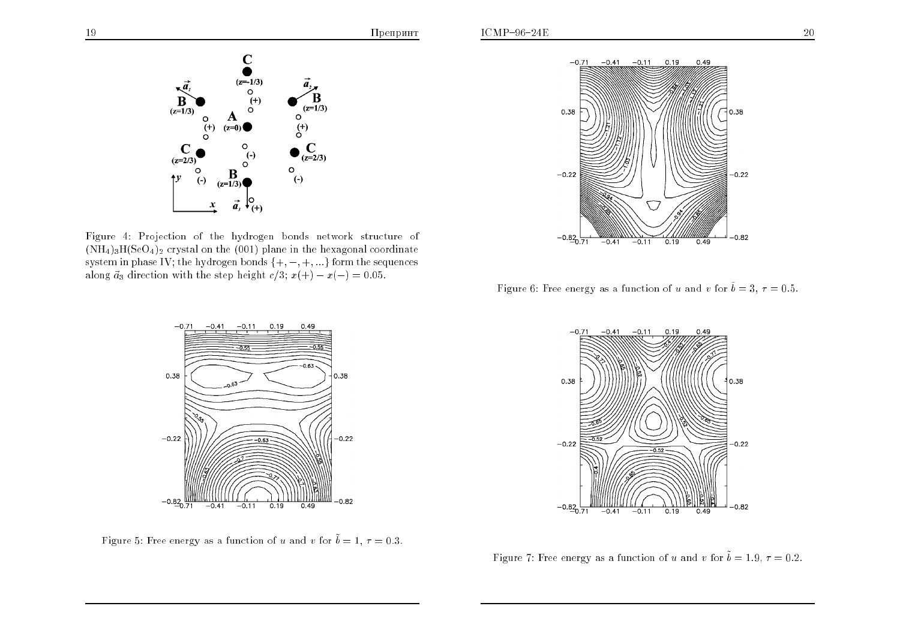Figure 4: Projection of the hydrogen bonds network structure of $(NH_4)_3H(SeO_4)_2$ crystal on the (001) plane in the hexagonal coordinate system in phase IV; the hydrogen bonds $\{+,-,+,...\}$ form the sequences along $\vec{a}_3$ direction with the step height $c/3$; $x(+) - x(-) = 0.05$.

Figure 5: Free energy as a function of $u$ and $v$ for $\tilde{b} = 1$, $\tau = 0.3$.

Figure 6: Free energy as a function of $u$ and $v$ for $\tilde{b} = 3$, $\tau = 0.5$.

Figure 7: Free energy as a function of $u$ and $v$ for $\tilde{b} = 1.9$, $\tau = 0.2$.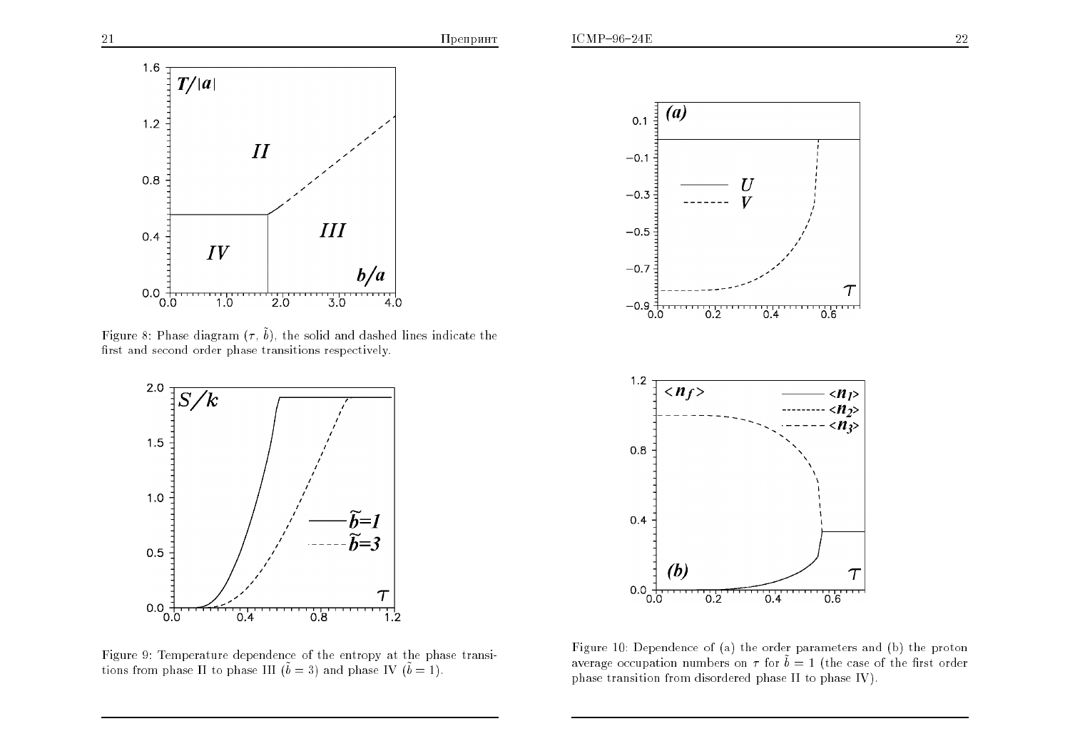Figure 8: Phase diagram ($\tau$, $\tilde{b}$), the solid and dashed lines indicate the first and second order phase transitions respectively.

Figure 9: Temperature dependence of the entropy at the phase transitions from phase II to phase III ($\tilde{b} = 3$) and phase IV ($\tilde{b} = 1$).

Figure 10: Dependence of (a) the order parameters and (b) the proton average occupation numbers on $\tau$ for $\tilde{b} = 1$ (the case of the first order phase transition from disordered phase II to phase IV).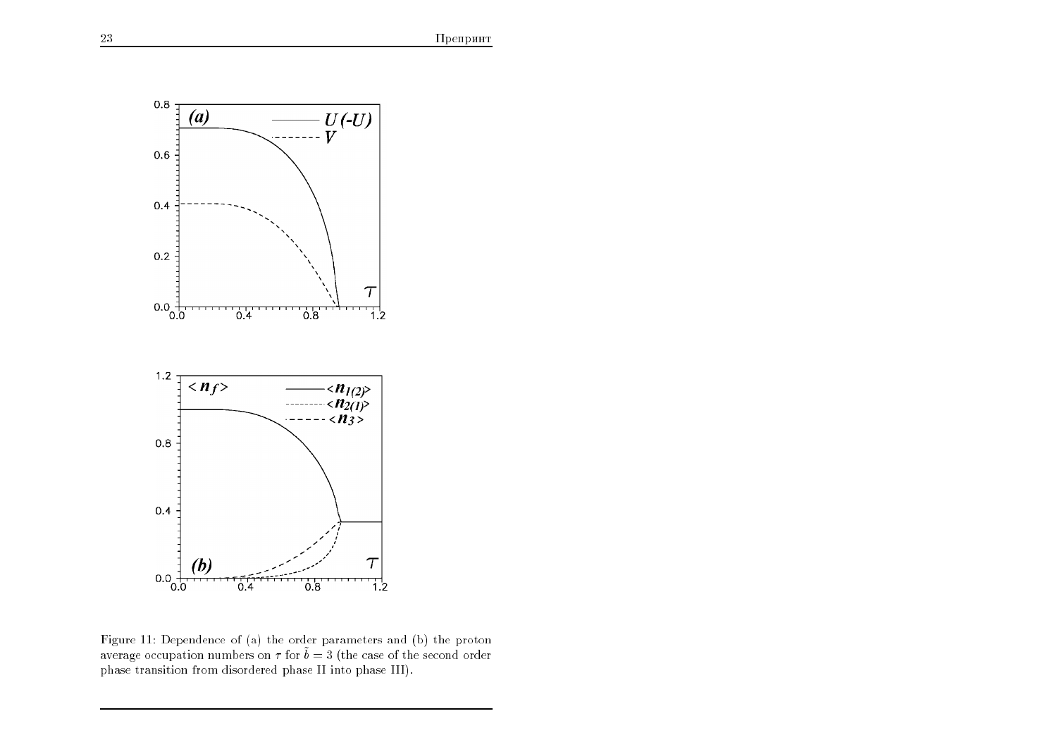Figure 11: Dependence of (a) the order parameters and (b) the proton average occupation numbers on $\tau$ for $\tilde{b} = 3$ (the case of the second order phase transition from disordered phase II into phase III).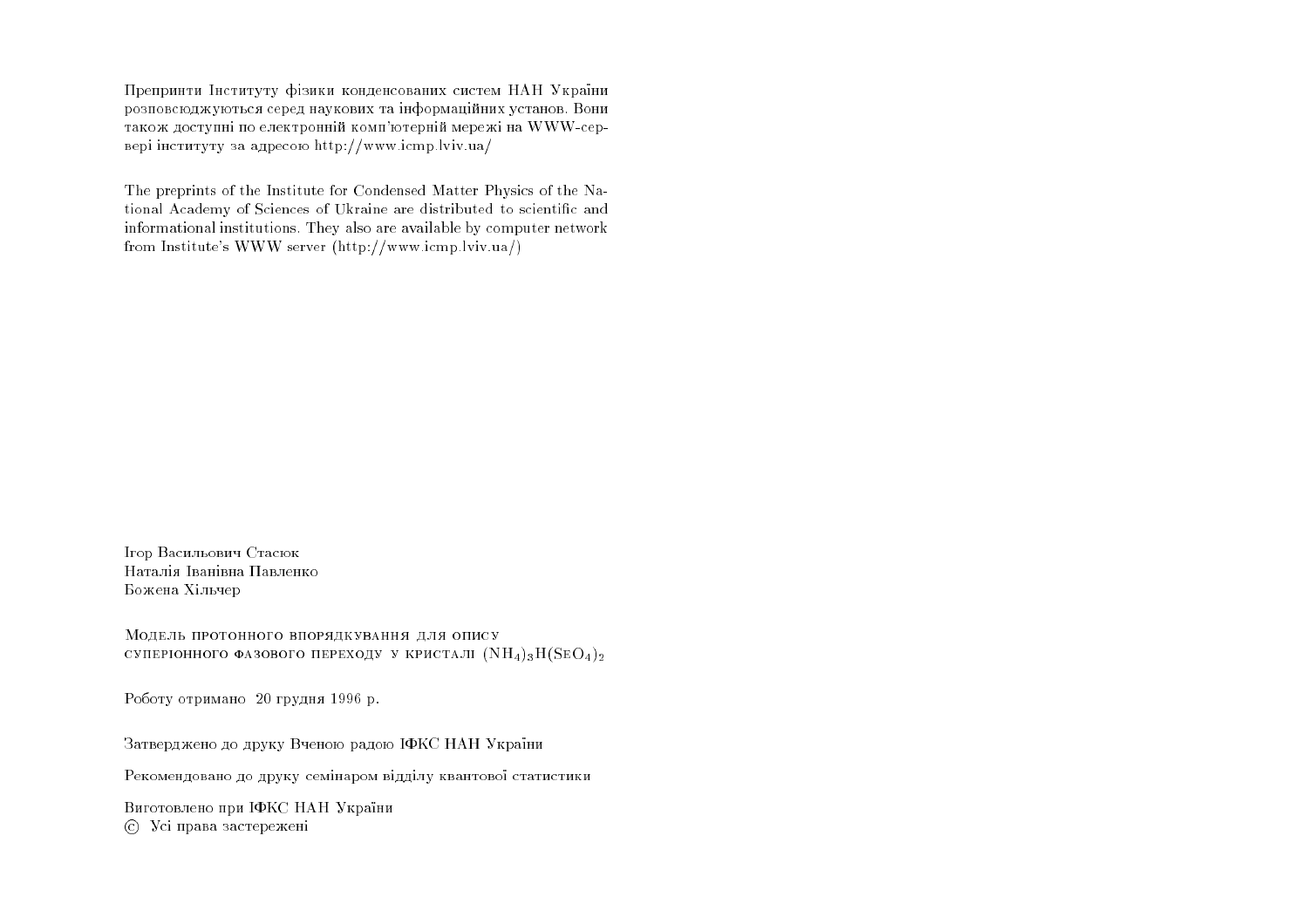Препринти Інституту фізики конденсованих систем НАН України розповсюджуються серед наукових та інформаційних установ. Вони також доступні по електронній комп'ютерній мережі на WWW-сервері інституту за адресою http://www.icmp.lviv.ua/

The preprints of the Institute for Condensed Matter Physics of the National Academy of Sciences of Ukraine are distributed to scientific and informational institutions. They also are available by computer network from Institute's WWW server (http://www.icmp.lviv.ua/)

Ігор Васильович Стасюк
Наталія Іванівна Павленко
Божена Хільчер

Модель протонного впорядкування для опису суперіонного фазового переходу у кристалі $(NH_4)_3H(SeO_4)_2$

Роботу отримано 20 грудня 1996 р.

Затверджено до друку Вченою радою ІФКС НАН України

Рекомендовано до друку семінаром відділу квантової статистики

Виготовлено при ІФКС НАН України
© Усі права застережені